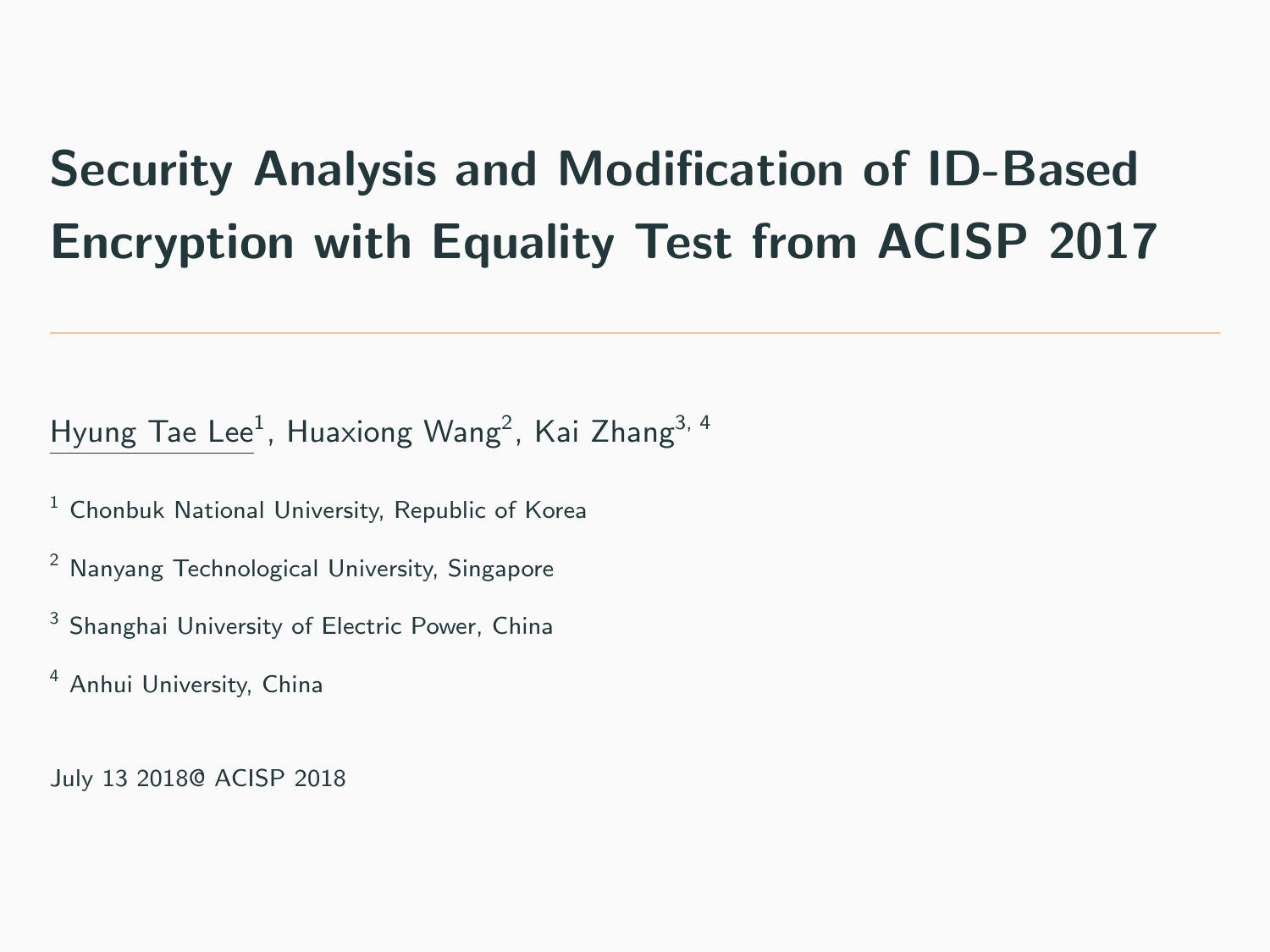# Security Analysis and Modification of ID-Based Encryption with Equality Test from ACISP 2017

---

Hyung Tae Lee[1], Huaxiong Wang[2], Kai Zhang[3, 4]

[1] Chonbuk National University, Republic of Korea

[2] Nanyang Technological University, Singapore

[3] Shanghai University of Electric Power, China

[4] Anhui University, China

July 13 2018@ ACISP 2018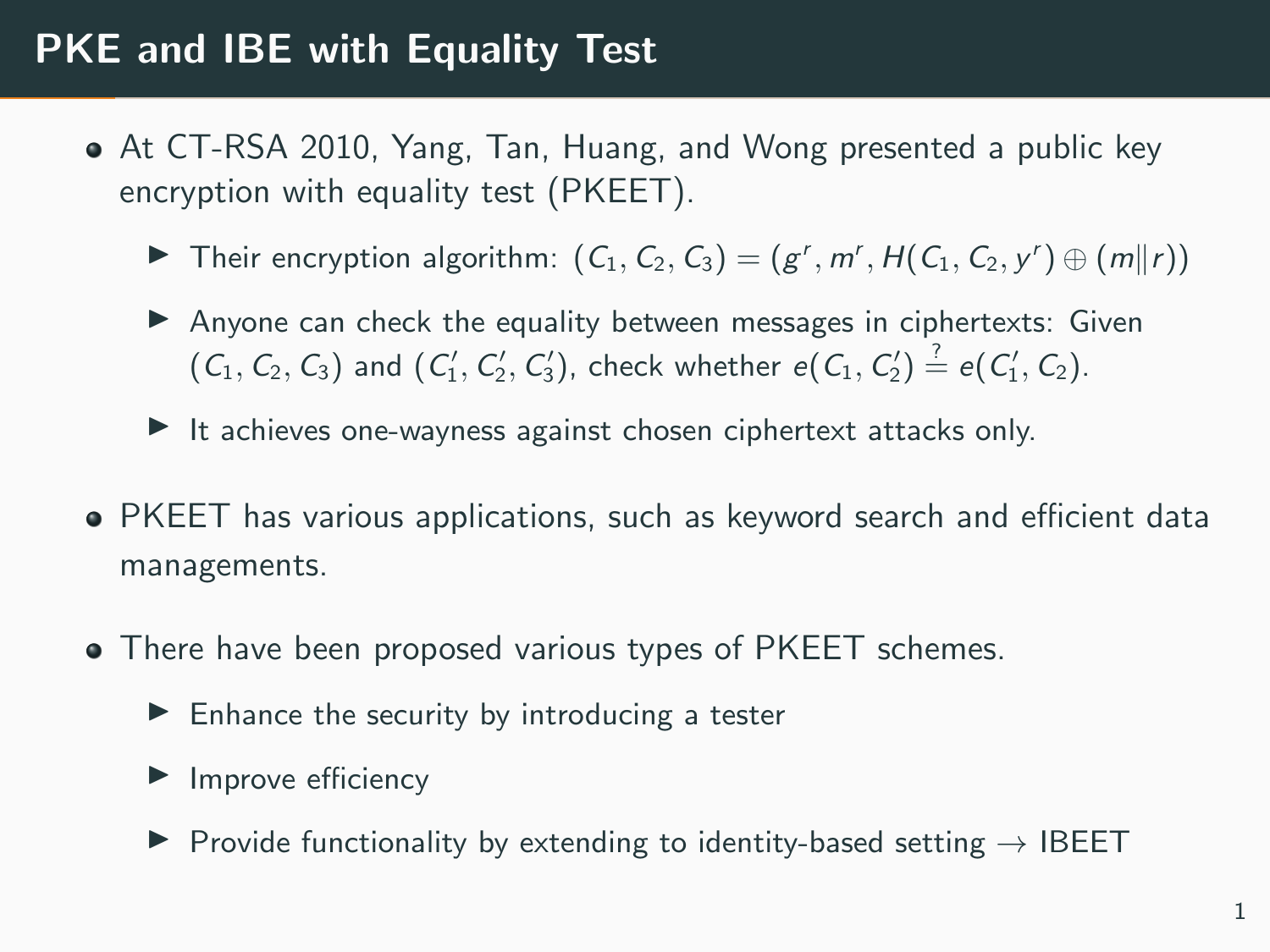# PKE and IBE with Equality Test

- At CT-RSA 2010, Yang, Tan, Huang, and Wong presented a public key encryption with equality test (PKEET).
  - Their encryption algorithm: $(C_1, C_2, C_3) = (g^r, m^r, H(C_1, C_2, y^r) \oplus (m \| r))$
  - Anyone can check the equality between messages in ciphertexts: Given $(C_1, C_2, C_3)$ and $(C_1', C_2', C_3')$, check whether $e(C_1, C_2') \stackrel{?}{=} e(C_1', C_2)$.
  - It achieves one-wayness against chosen ciphertext attacks only.
- PKEET has various applications, such as keyword search and efficient data managements.
- There have been proposed various types of PKEET schemes.
  - Enhance the security by introducing a tester
  - Improve efficiency
  - Provide functionality by extending to identity-based setting $\rightarrow$ IBEET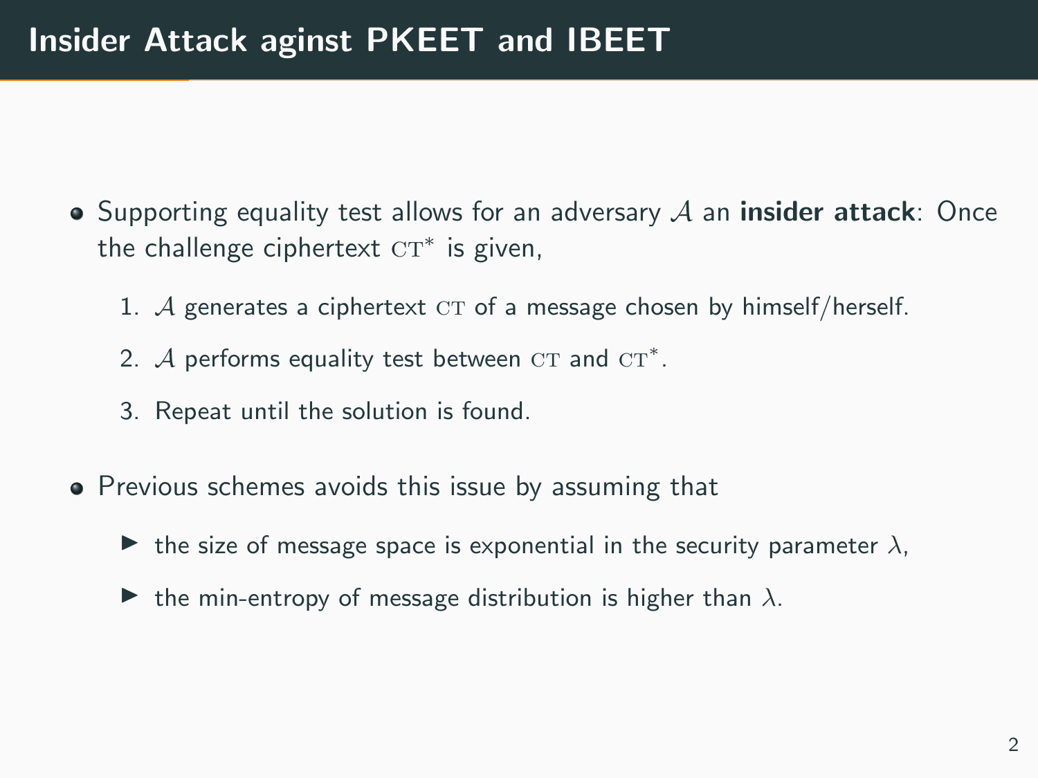# Insider Attack aginst PKEET and IBEET

- Supporting equality test allows for an adversary $\mathcal{A}$ an **insider attack**: Once the challenge ciphertext $\textsc{ct}^*$ is given,
  1. $\mathcal{A}$ generates a ciphertext $\textsc{ct}$ of a message chosen by himself/herself.
  2. $\mathcal{A}$ performs equality test between $\textsc{ct}$ and $\textsc{ct}^*$.
  3. Repeat until the solution is found.
- Previous schemes avoids this issue by assuming that
  - the size of message space is exponential in the security parameter $\lambda$,
  - the min-entropy of message distribution is higher than $\lambda$.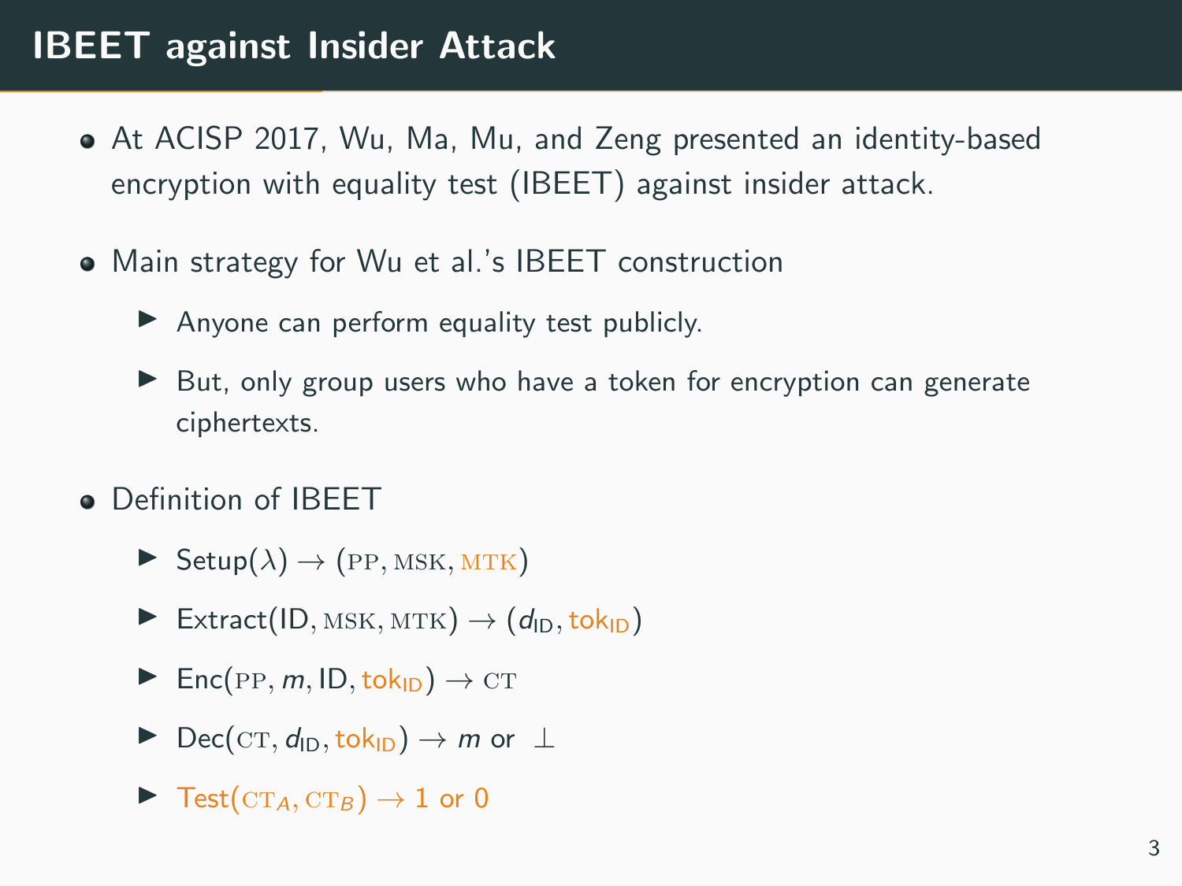# IBEET against Insider Attack

- At ACISP 2017, Wu, Ma, Mu, and Zeng presented an identity-based encryption with equality test (IBEET) against insider attack.
- Main strategy for Wu et al.'s IBEET construction
  - Anyone can perform equality test publicly.
  - But, only group users who have a token for encryption can generate ciphertexts.
- Definition of IBEET
  - $\mathsf{Setup}(\lambda) \rightarrow (\mathrm{PP}, \mathrm{MSK}, \mathrm{MTK})$
  - $\mathsf{Extract}(\mathsf{ID}, \mathrm{MSK}, \mathrm{MTK}) \rightarrow (d_{\mathsf{ID}}, \mathsf{tok}_{\mathsf{ID}})$
  - $\mathsf{Enc}(\mathrm{PP}, m, \mathsf{ID}, \mathsf{tok}_{\mathsf{ID}}) \rightarrow \mathrm{CT}$
  - $\mathsf{Dec}(\mathrm{CT}, d_{\mathsf{ID}}, \mathsf{tok}_{\mathsf{ID}}) \rightarrow m$ or $\perp$
  - $\mathsf{Test}(\mathrm{CT}_A, \mathrm{CT}_B) \rightarrow 1$ or $0$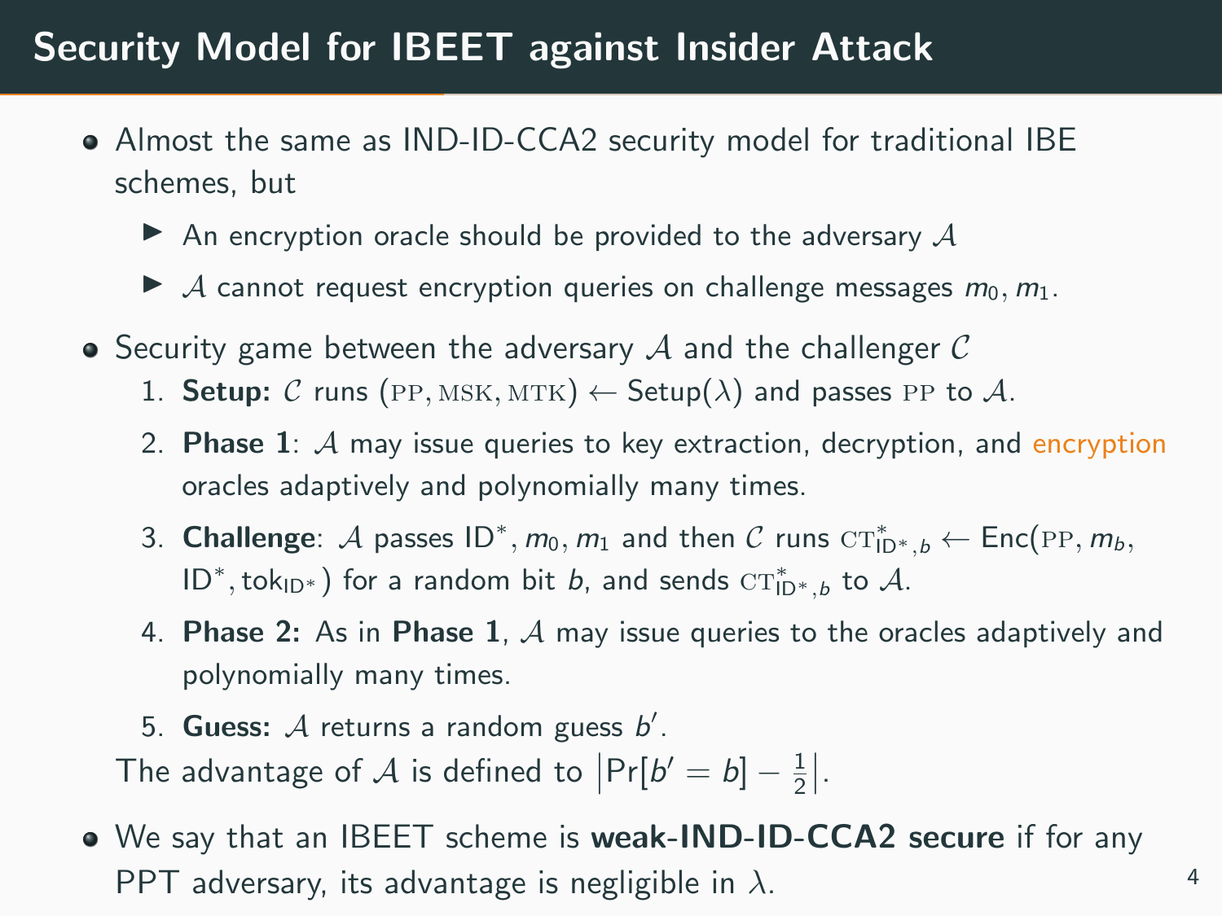# Security Model for IBEET against Insider Attack

- Almost the same as IND-ID-CCA2 security model for traditional IBE schemes, but
  - An encryption oracle should be provided to the adversary $\mathcal{A}$
  - $\mathcal{A}$ cannot request encryption queries on challenge messages $m_0, m_1$.
- Security game between the adversary $\mathcal{A}$ and the challenger $\mathcal{C}$
  1. **Setup:** $\mathcal{C}$ runs $(\text{PP}, \text{MSK}, \text{MTK}) \leftarrow \mathsf{Setup}(\lambda)$ and passes $\text{PP}$ to $\mathcal{A}$.
  2. **Phase 1**: $\mathcal{A}$ may issue queries to key extraction, decryption, and encryption oracles adaptively and polynomially many times.
  3. **Challenge**: $\mathcal{A}$ passes $\mathsf{ID}^*, m_0, m_1$ and then $\mathcal{C}$ runs $\text{CT}^*_{\mathsf{ID}^*,b} \leftarrow \mathsf{Enc}(\text{PP}, m_b, \mathsf{ID}^*, \mathsf{tok}_{\mathsf{ID}^*})$ for a random bit $b$, and sends $\text{CT}^*_{\mathsf{ID}^*,b}$ to $\mathcal{A}$.
  4. **Phase 2:** As in **Phase 1**, $\mathcal{A}$ may issue queries to the oracles adaptively and polynomially many times.
  5. **Guess:** $\mathcal{A}$ returns a random guess $b'$.

  The advantage of $\mathcal{A}$ is defined to $\left|\Pr[b' = b] - \frac{1}{2}\right|$.
- We say that an IBEET scheme is **weak-IND-ID-CCA2 secure** if for any PPT adversary, its advantage is negligible in $\lambda$.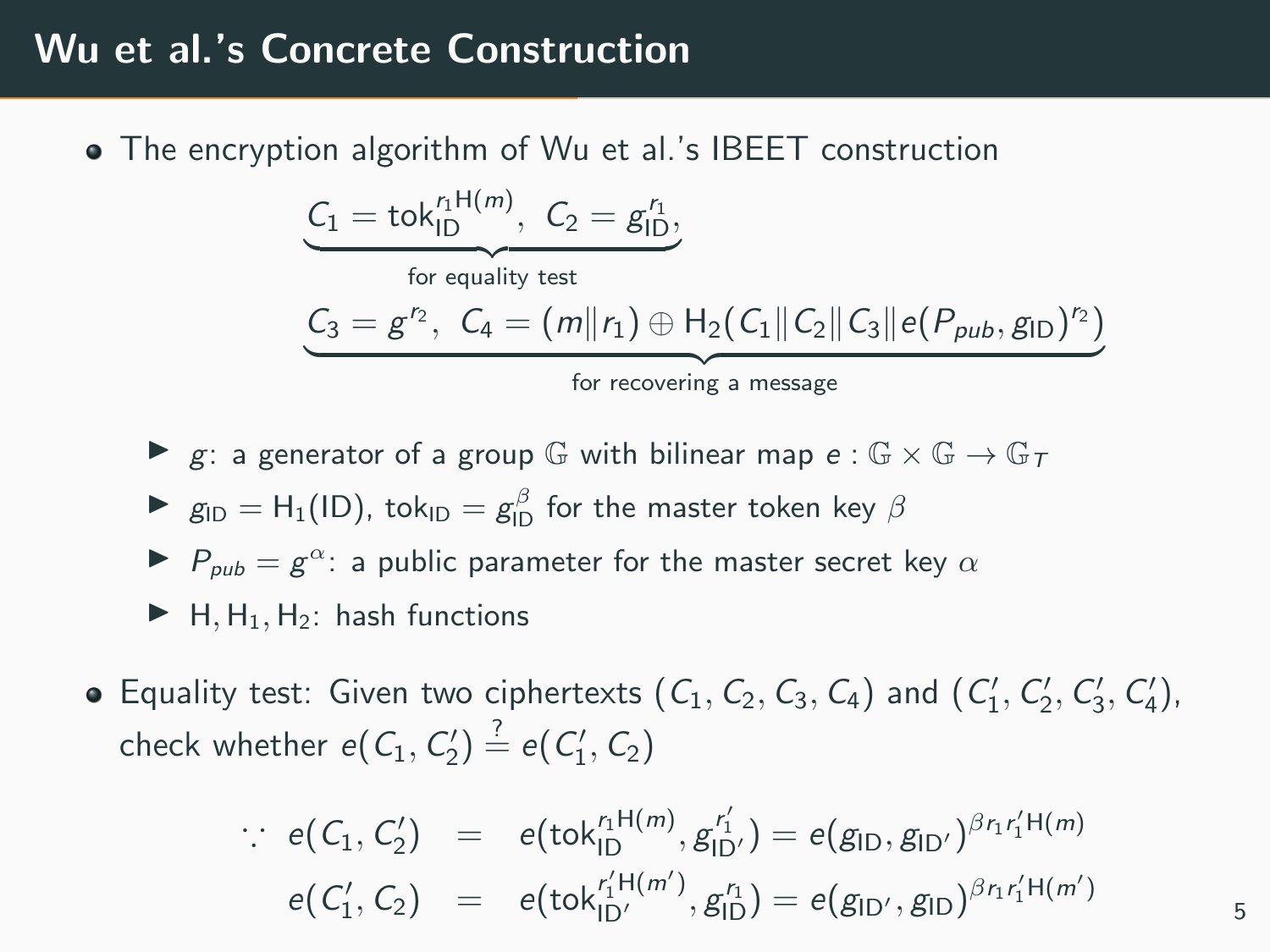# Wu et al.'s Concrete Construction

- The encryption algorithm of Wu et al.'s IBEET construction

$$\underbrace{C_1 = \mathsf{tok}_{\mathsf{ID}}^{r_1 \mathsf{H}(m)},\ C_2 = g_{\mathsf{ID}}^{r_1},}_{\text{for equality test}}$$

$$\underbrace{C_3 = g^{r_2},\ C_4 = (m \| r_1) \oplus \mathsf{H}_2(C_1 \| C_2 \| C_3 \| e(P_{pub}, g_{\mathsf{ID}})^{r_2})}_{\text{for recovering a message}}$$

  - $g$: a generator of a group $\mathbb{G}$ with bilinear map $e : \mathbb{G} \times \mathbb{G} \to \mathbb{G}_T$
  - $g_{\mathsf{ID}} = \mathsf{H}_1(\mathsf{ID})$, $\mathsf{tok}_{\mathsf{ID}} = g_{\mathsf{ID}}^{\beta}$ for the master token key $\beta$
  - $P_{pub} = g^{\alpha}$: a public parameter for the master secret key $\alpha$
  - $\mathsf{H}, \mathsf{H}_1, \mathsf{H}_2$: hash functions

- Equality test: Given two ciphertexts $(C_1, C_2, C_3, C_4)$ and $(C_1', C_2', C_3', C_4')$, check whether $e(C_1, C_2') \stackrel{?}{=} e(C_1', C_2)$

$$\begin{aligned} \because\ e(C_1, C_2') &= e(\mathsf{tok}_{\mathsf{ID}}^{r_1 \mathsf{H}(m)}, g_{\mathsf{ID}'}^{r_1'}) = e(g_{\mathsf{ID}}, g_{\mathsf{ID}'})^{\beta r_1 r_1' \mathsf{H}(m)} \\ e(C_1', C_2) &= e(\mathsf{tok}_{\mathsf{ID}'}^{r_1' \mathsf{H}(m')}, g_{\mathsf{ID}}^{r_1}) = e(g_{\mathsf{ID}'}, g_{\mathsf{ID}})^{\beta r_1 r_1' \mathsf{H}(m')} \end{aligned}$$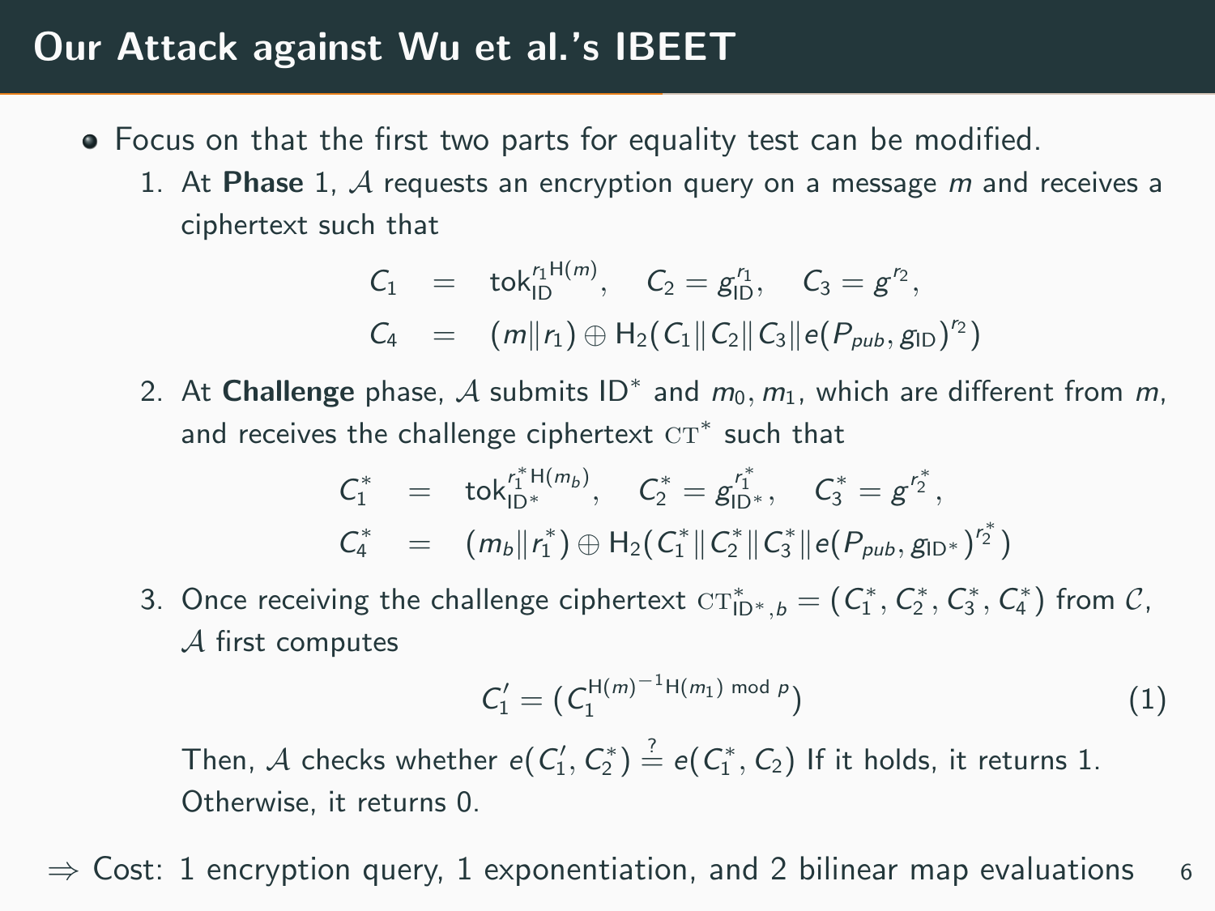# Our Attack against Wu et al.'s IBEET

- Focus on that the first two parts for equality test can be modified.
  1. At **Phase** 1, $\mathcal{A}$ requests an encryption query on a message $m$ and receives a ciphertext such that

     $$\begin{aligned} C_1 &= \mathsf{tok}_{\mathsf{ID}}^{r_1 \mathsf{H}(m)}, \quad C_2 = g_{\mathsf{ID}}^{r_1}, \quad C_3 = g^{r_2}, \\ C_4 &= (m \| r_1) \oplus \mathsf{H}_2(C_1 \| C_2 \| C_3 \| e(P_{pub}, g_{\mathsf{ID}})^{r_2}) \end{aligned}$$

  2. At **Challenge** phase, $\mathcal{A}$ submits $\mathsf{ID}^*$ and $m_0, m_1$, which are different from $m$, and receives the challenge ciphertext $\mathrm{CT}^*$ such that

     $$\begin{aligned} C_1^* &= \mathsf{tok}_{\mathsf{ID}^*}^{r_1^* \mathsf{H}(m_b)}, \quad C_2^* = g_{\mathsf{ID}^*}^{r_1^*}, \quad C_3^* = g^{r_2^*}, \\ C_4^* &= (m_b \| r_1^*) \oplus \mathsf{H}_2(C_1^* \| C_2^* \| C_3^* \| e(P_{pub}, g_{\mathsf{ID}^*})^{r_2^*}) \end{aligned}$$

  3. Once receiving the challenge ciphertext $\mathrm{CT}^*_{\mathsf{ID}^*, b} = (C_1^*, C_2^*, C_3^*, C_4^*)$ from $\mathcal{C}$, $\mathcal{A}$ first computes

     $$C_1' = (C_1^{\mathsf{H}(m)^{-1} \mathsf{H}(m_1) \bmod p}) \tag{1}$$

     Then, $\mathcal{A}$ checks whether $e(C_1', C_2^*) \stackrel{?}{=} e(C_1^*, C_2)$ If it holds, it returns 1. Otherwise, it returns 0.

$\Rightarrow$ Cost: 1 encryption query, 1 exponentiation, and 2 bilinear map evaluations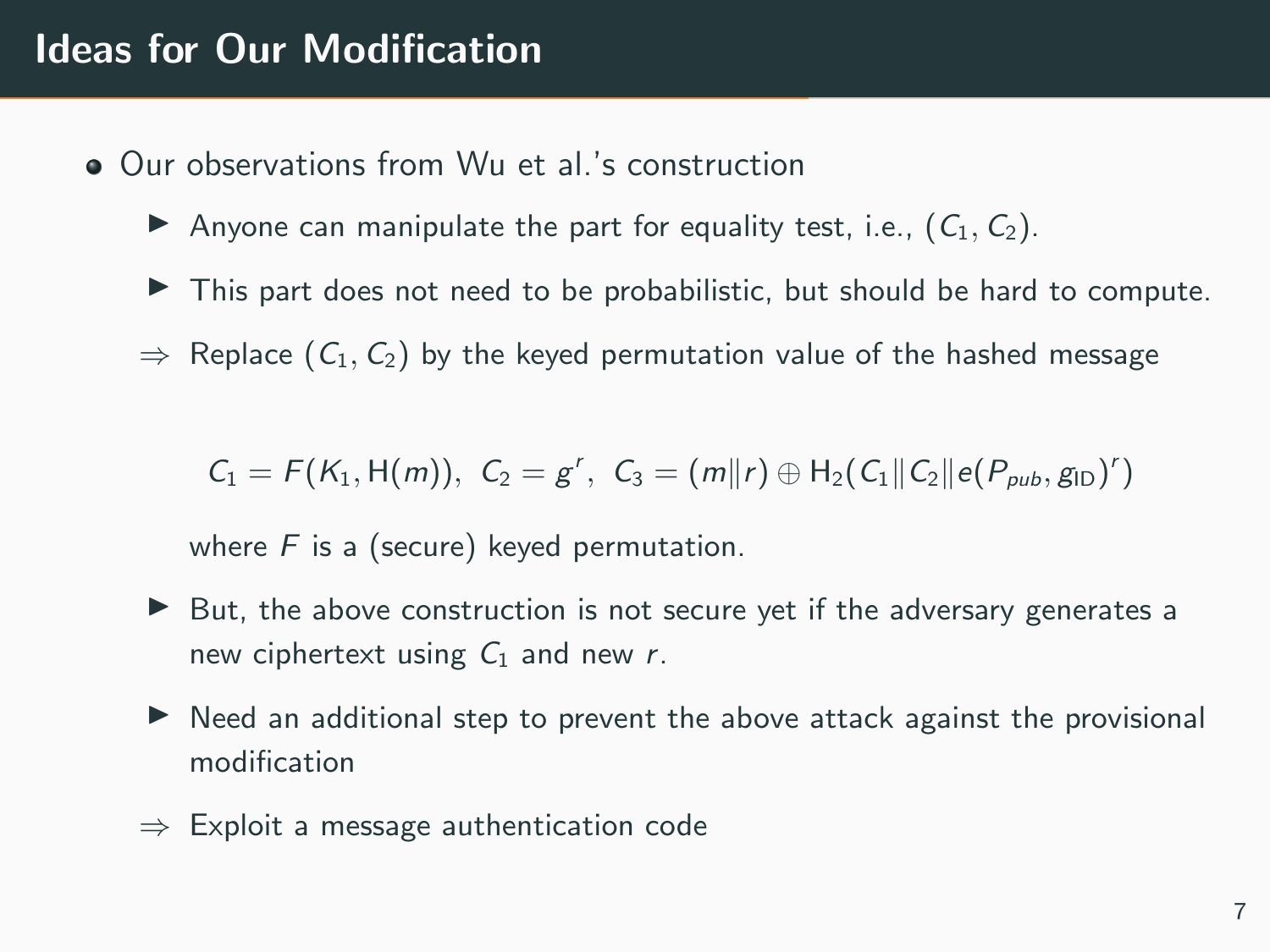# Ideas for Our Modification

- Our observations from Wu et al.'s construction
  - Anyone can manipulate the part for equality test, i.e., $(C_1, C_2)$.
  - This part does not need to be probabilistic, but should be hard to compute.
  - $\Rightarrow$ Replace $(C_1, C_2)$ by the keyed permutation value of the hashed message

$$C_1 = F(K_1, \mathsf{H}(m)),\ C_2 = g^r,\ C_3 = (m \| r) \oplus \mathsf{H}_2(C_1 \| C_2 \| e(P_{pub}, g_{\mathsf{ID}})^r)$$

    where $F$ is a (secure) keyed permutation.

  - But, the above construction is not secure yet if the adversary generates a new ciphertext using $C_1$ and new $r$.
  - Need an additional step to prevent the above attack against the provisional modification
  - $\Rightarrow$ Exploit a message authentication code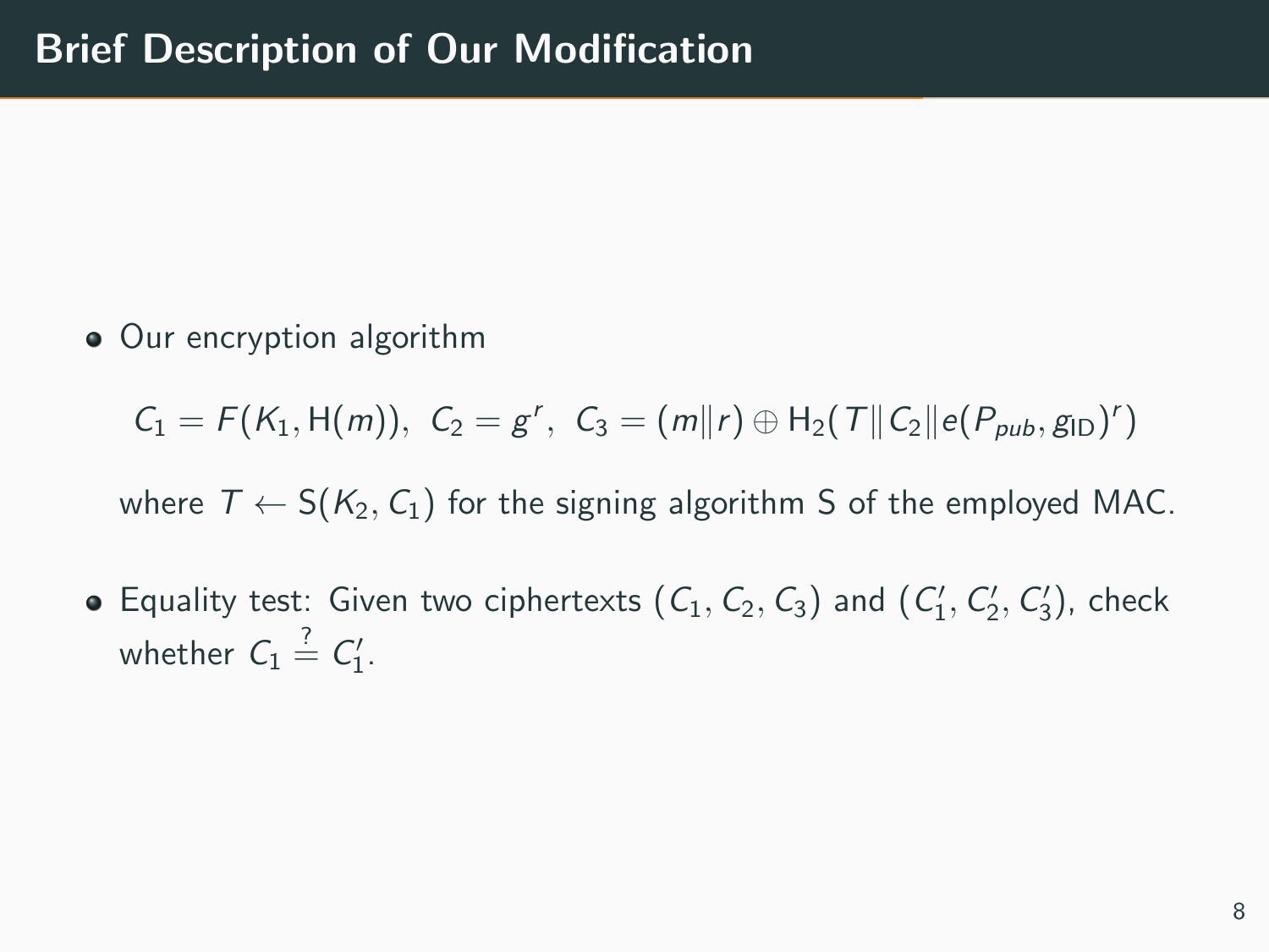# Brief Description of Our Modification

- Our encryption algorithm

  $$C_1 = F(K_1, \mathsf{H}(m)),\ \ C_2 = g^r,\ \ C_3 = (m \| r) \oplus \mathsf{H}_2(T \| C_2 \| e(P_{pub}, g_{\mathsf{ID}})^r)$$

  where $T \leftarrow \mathsf{S}(K_2, C_1)$ for the signing algorithm $\mathsf{S}$ of the employed MAC.

- Equality test: Given two ciphertexts $(C_1, C_2, C_3)$ and $(C_1', C_2', C_3')$, check whether $C_1 \overset{?}{=} C_1'$.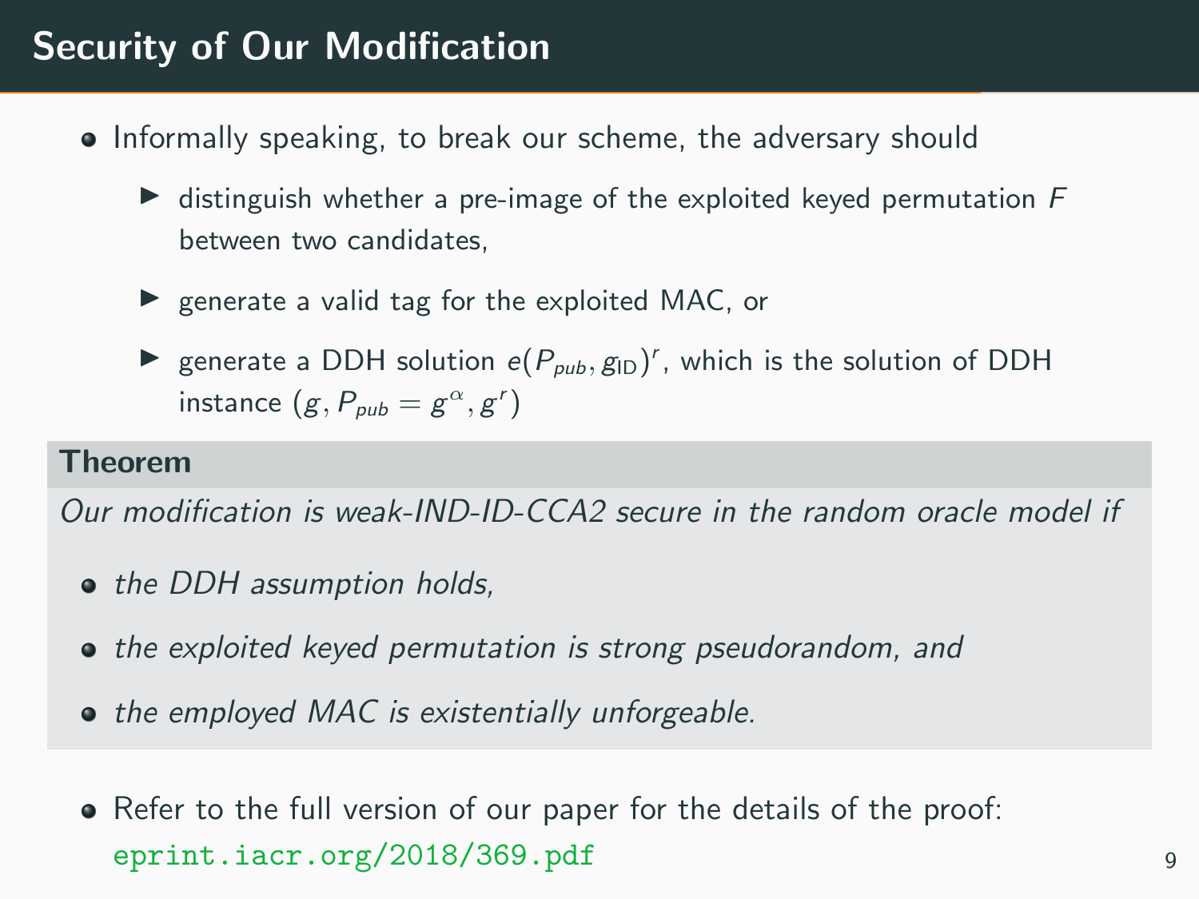# Security of Our Modification

- Informally speaking, to break our scheme, the adversary should
  - distinguish whether a pre-image of the exploited keyed permutation $F$ between two candidates,
  - generate a valid tag for the exploited MAC, or
  - generate a DDH solution $e(P_{pub}, g_{\mathrm{ID}})^r$, which is the solution of DDH instance $(g, P_{pub} = g^{\alpha}, g^r)$

**Theorem**

*Our modification is weak-IND-ID-CCA2 secure in the random oracle model if*

- *the DDH assumption holds,*
- *the exploited keyed permutation is strong pseudorandom, and*
- *the employed MAC is existentially unforgeable.*

- Refer to the full version of our paper for the details of the proof: `eprint.iacr.org/2018/369.pdf`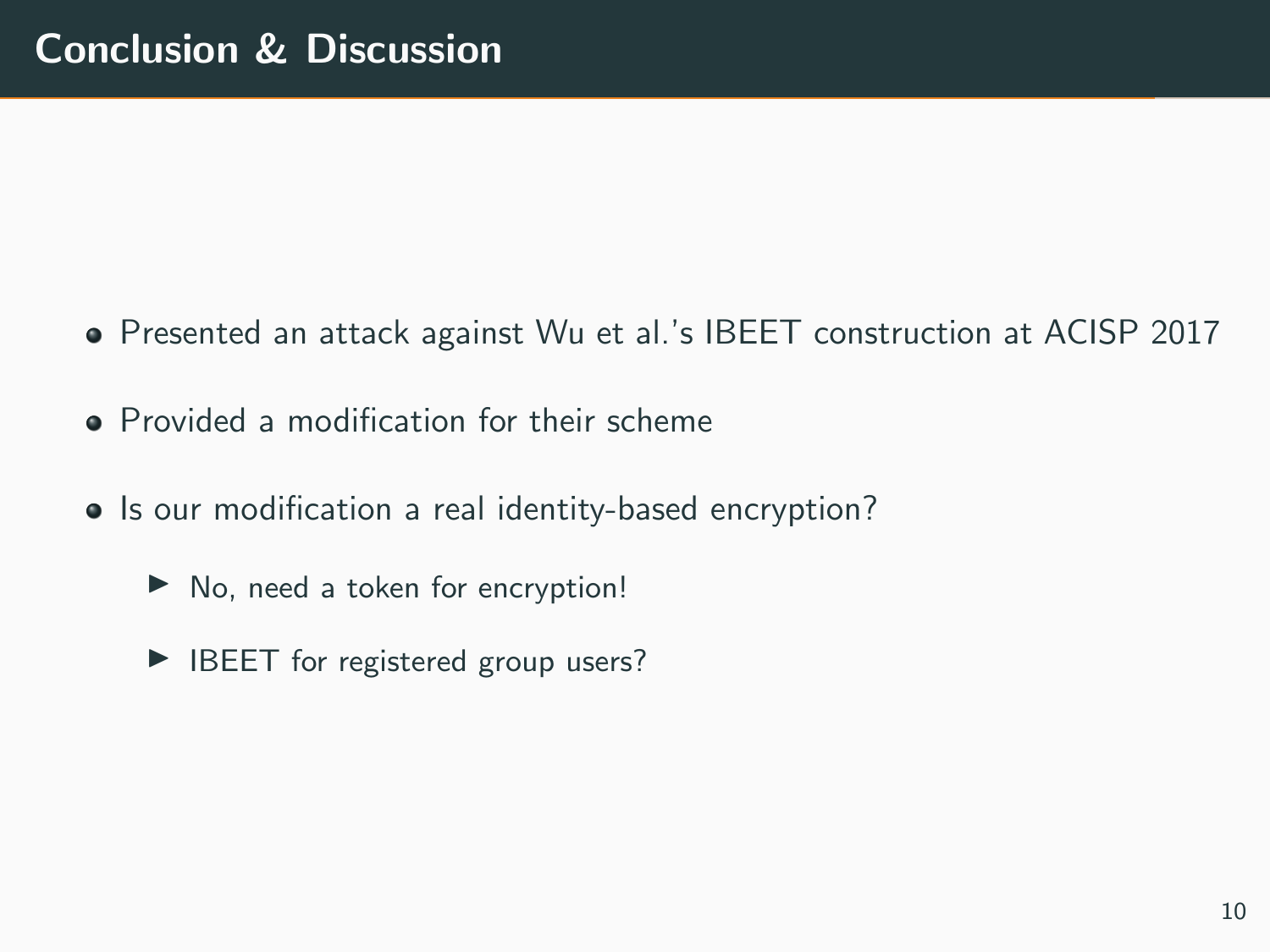# Conclusion & Discussion

- Presented an attack against Wu et al.'s IBEET construction at ACISP 2017
- Provided a modification for their scheme
- Is our modification a real identity-based encryption?
  - No, need a token for encryption!
  - IBEET for registered group users?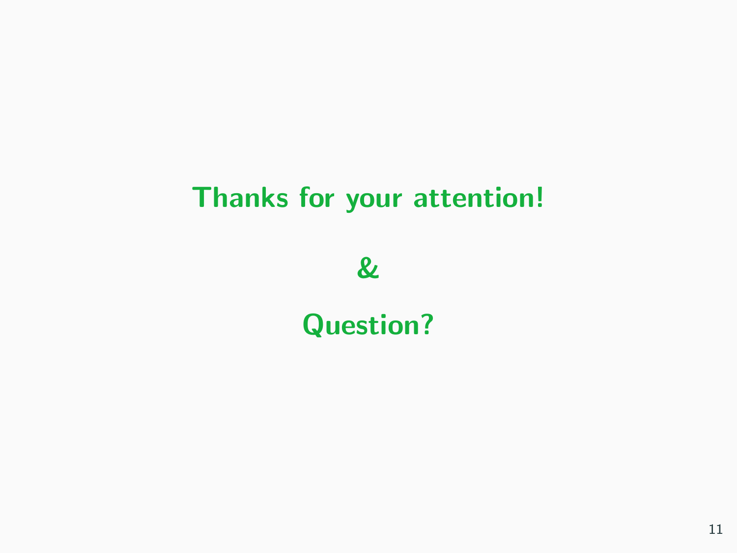**Thanks for your attention!**

**&**

**Question?**